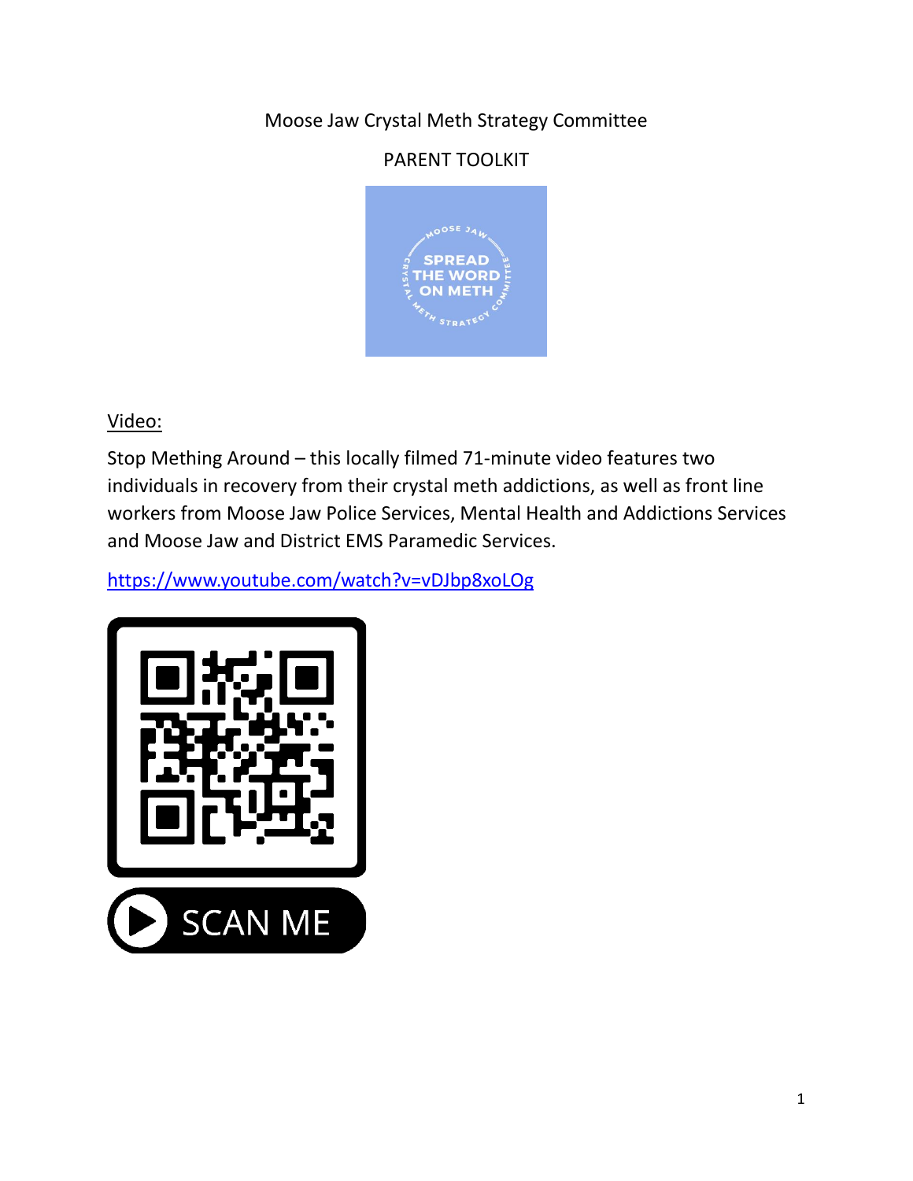# Moose Jaw Crystal Meth Strategy Committee

## PARENT TOOLKIT

Video:

Stop Mething Around – this locally filmed 71-minute video features two individuals in recovery from their crystal meth addictions, as well as front line workers from Moose Jaw Police Services, Mental Health and Addictions Services and Moose Jaw and District EMS Paramedic Services.

https://www.youtube.com/watch?v=vDJbp8xoLOg

SCAN ME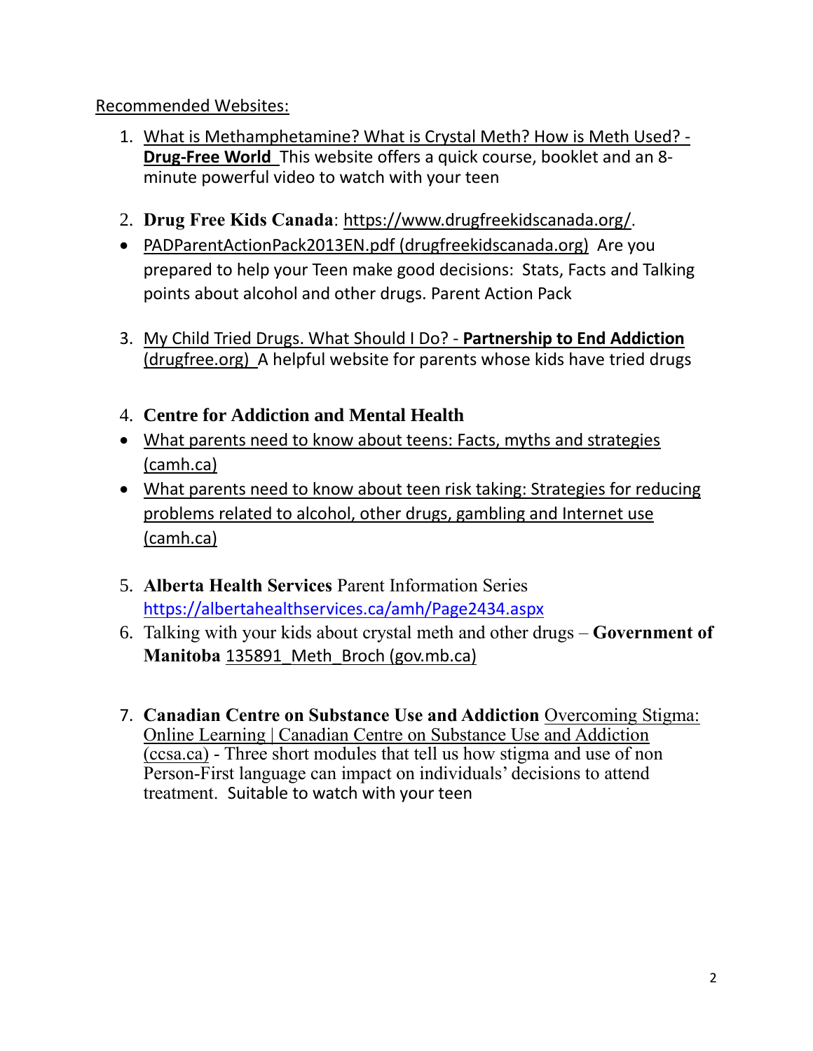Recommended Websites:

1. What is Methamphetamine? What is Crystal Meth? How is Meth Used? - **Drug-Free World** This website offers a quick course, booklet and an 8-minute powerful video to watch with your teen

2. **Drug Free Kids Canada**: https://www.drugfreekidscanada.org/.

- PADParentActionPack2013EN.pdf (drugfreekidscanada.org) Are you prepared to help your Teen make good decisions: Stats, Facts and Talking points about alcohol and other drugs. Parent Action Pack

3. My Child Tried Drugs. What Should I Do? - **Partnership to End Addiction** (drugfree.org) A helpful website for parents whose kids have tried drugs

4. **Centre for Addiction and Mental Health**

- What parents need to know about teens: Facts, myths and strategies (camh.ca)
- What parents need to know about teen risk taking: Strategies for reducing problems related to alcohol, other drugs, gambling and Internet use (camh.ca)

5. **Alberta Health Services** Parent Information Series https://albertahealthservices.ca/amh/Page2434.aspx
6. Talking with your kids about crystal meth and other drugs – **Government of Manitoba** 135891_Meth_Broch (gov.mb.ca)

7. **Canadian Centre on Substance Use and Addiction** Overcoming Stigma: Online Learning | Canadian Centre on Substance Use and Addiction (ccsa.ca) - Three short modules that tell us how stigma and use of non Person-First language can impact on individuals' decisions to attend treatment. Suitable to watch with your teen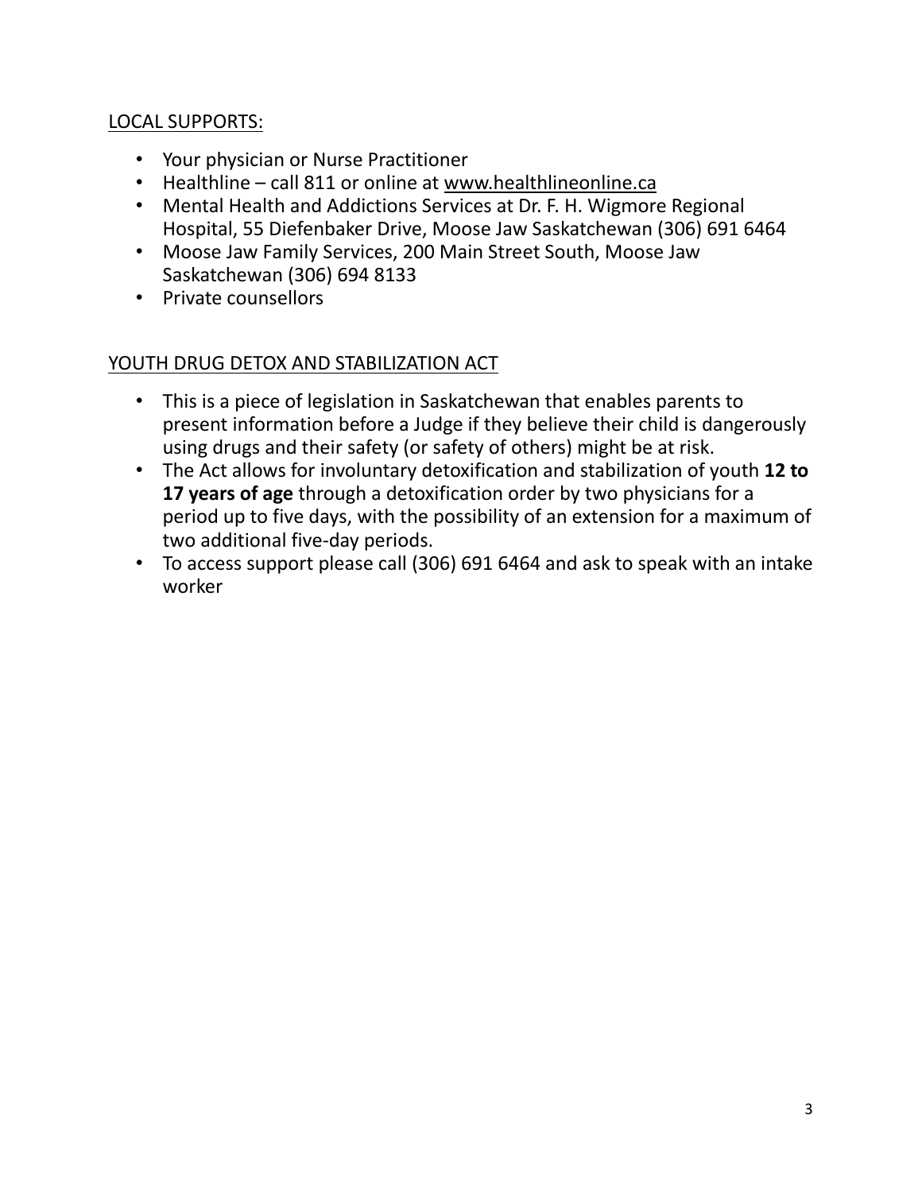## LOCAL SUPPORTS:

- Your physician or Nurse Practitioner
- Healthline – call 811 or online at www.healthlineonline.ca
- Mental Health and Addictions Services at Dr. F. H. Wigmore Regional Hospital, 55 Diefenbaker Drive, Moose Jaw Saskatchewan (306) 691 6464
- Moose Jaw Family Services, 200 Main Street South, Moose Jaw Saskatchewan (306) 694 8133
- Private counsellors

## YOUTH DRUG DETOX AND STABILIZATION ACT

- This is a piece of legislation in Saskatchewan that enables parents to present information before a Judge if they believe their child is dangerously using drugs and their safety (or safety of others) might be at risk.
- The Act allows for involuntary detoxification and stabilization of youth **12 to 17 years of age** through a detoxification order by two physicians for a period up to five days, with the possibility of an extension for a maximum of two additional five-day periods.
- To access support please call (306) 691 6464 and ask to speak with an intake worker